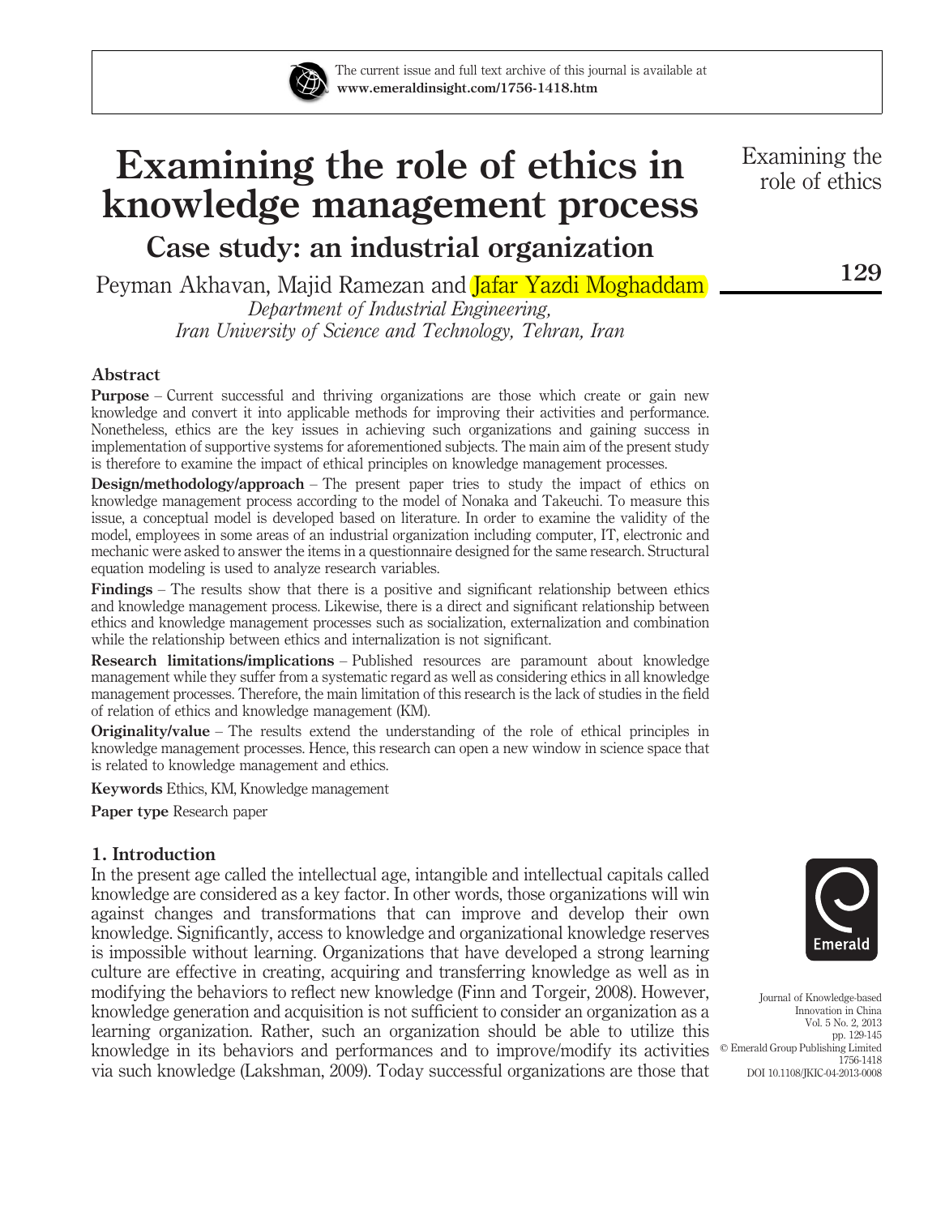# Examining the role of ethics in knowledge management process

## Case study: an industrial organization

Peyman Akhavan, Majid Ramezan and Jafar Yazdi Moghaddam

*Department of Industrial Engineering,*
*Iran University of Science and Technology, Tehran, Iran*

### Abstract

**Purpose** – Current successful and thriving organizations are those which create or gain new knowledge and convert it into applicable methods for improving their activities and performance. Nonetheless, ethics are the key issues in achieving such organizations and gaining success in implementation of supportive systems for aforementioned subjects. The main aim of the present study is therefore to examine the impact of ethical principles on knowledge management processes.

**Design/methodology/approach** – The present paper tries to study the impact of ethics on knowledge management process according to the model of Nonaka and Takeuchi. To measure this issue, a conceptual model is developed based on literature. In order to examine the validity of the model, employees in some areas of an industrial organization including computer, IT, electronic and mechanic were asked to answer the items in a questionnaire designed for the same research. Structural equation modeling is used to analyze research variables.

**Findings** – The results show that there is a positive and significant relationship between ethics and knowledge management process. Likewise, there is a direct and significant relationship between ethics and knowledge management processes such as socialization, externalization and combination while the relationship between ethics and internalization is not significant.

**Research limitations/implications** – Published resources are paramount about knowledge management while they suffer from a systematic regard as well as considering ethics in all knowledge management processes. Therefore, the main limitation of this research is the lack of studies in the field of relation of ethics and knowledge management (KM).

**Originality/value** – The results extend the understanding of the role of ethical principles in knowledge management processes. Hence, this research can open a new window in science space that is related to knowledge management and ethics.

**Keywords** Ethics, KM, Knowledge management

**Paper type** Research paper

### 1. Introduction

In the present age called the intellectual age, intangible and intellectual capitals called knowledge are considered as a key factor. In other words, those organizations will win against changes and transformations that can improve and develop their own knowledge. Significantly, access to knowledge and organizational knowledge reserves is impossible without learning. Organizations that have developed a strong learning culture are effective in creating, acquiring and transferring knowledge as well as in modifying the behaviors to reflect new knowledge (Finn and Torgeir, 2008). However, knowledge generation and acquisition is not sufficient to consider an organization as a learning organization. Rather, such an organization should be able to utilize this knowledge in its behaviors and performances and to improve/modify its activities via such knowledge (Lakshman, 2009). Today successful organizations are those that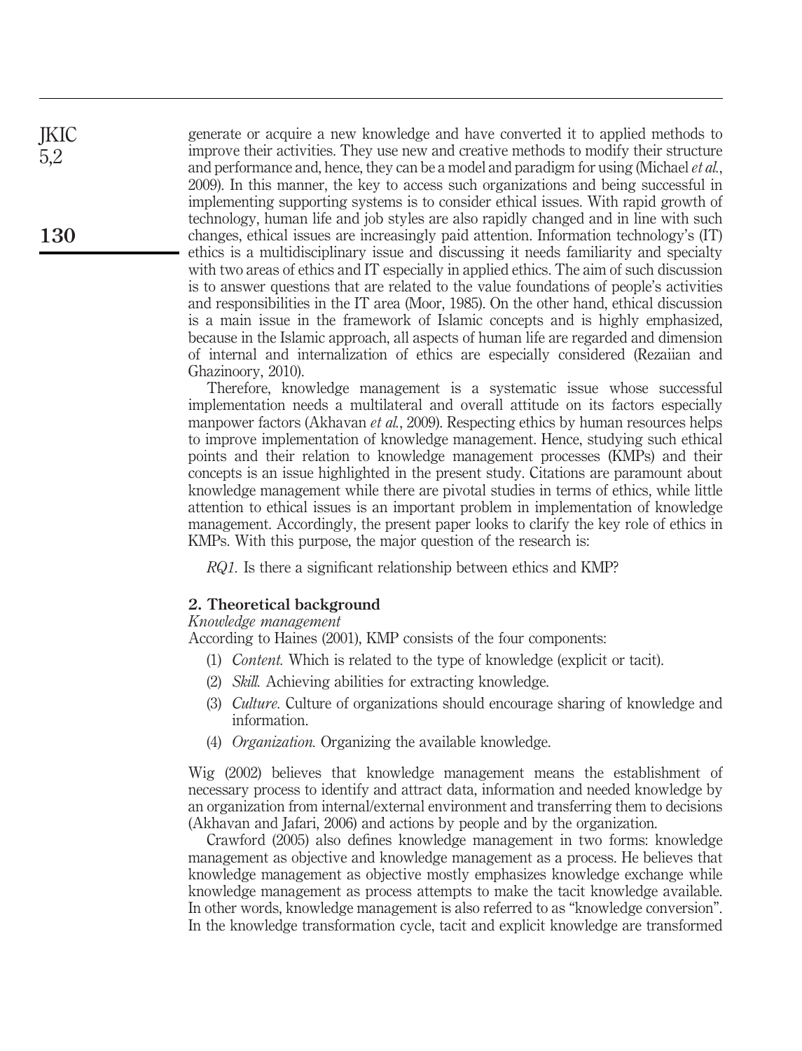generate or acquire a new knowledge and have converted it to applied methods to improve their activities. They use new and creative methods to modify their structure and performance and, hence, they can be a model and paradigm for using (Michael *et al.*, 2009). In this manner, the key to access such organizations and being successful in implementing supporting systems is to consider ethical issues. With rapid growth of technology, human life and job styles are also rapidly changed and in line with such changes, ethical issues are increasingly paid attention. Information technology's (IT) ethics is a multidisciplinary issue and discussing it needs familiarity and specialty with two areas of ethics and IT especially in applied ethics. The aim of such discussion is to answer questions that are related to the value foundations of people's activities and responsibilities in the IT area (Moor, 1985). On the other hand, ethical discussion is a main issue in the framework of Islamic concepts and is highly emphasized, because in the Islamic approach, all aspects of human life are regarded and dimension of internal and internalization of ethics are especially considered (Rezaiian and Ghazinoory, 2010).

Therefore, knowledge management is a systematic issue whose successful implementation needs a multilateral and overall attitude on its factors especially manpower factors (Akhavan *et al.*, 2009). Respecting ethics by human resources helps to improve implementation of knowledge management. Hence, studying such ethical points and their relation to knowledge management processes (KMPs) and their concepts is an issue highlighted in the present study. Citations are paramount about knowledge management while there are pivotal studies in terms of ethics, while little attention to ethical issues is an important problem in implementation of knowledge management. Accordingly, the present paper looks to clarify the key role of ethics in KMPs. With this purpose, the major question of the research is:

*RQ1.* Is there a significant relationship between ethics and KMP?

## 2. Theoretical background

### *Knowledge management*

According to Haines (2001), KMP consists of the four components:

1. *Content.* Which is related to the type of knowledge (explicit or tacit).
2. *Skill.* Achieving abilities for extracting knowledge.
3. *Culture.* Culture of organizations should encourage sharing of knowledge and information.
4. *Organization.* Organizing the available knowledge.

Wig (2002) believes that knowledge management means the establishment of necessary process to identify and attract data, information and needed knowledge by an organization from internal/external environment and transferring them to decisions (Akhavan and Jafari, 2006) and actions by people and by the organization.

Crawford (2005) also defines knowledge management in two forms: knowledge management as objective and knowledge management as a process. He believes that knowledge management as objective mostly emphasizes knowledge exchange while knowledge management as process attempts to make the tacit knowledge available. In other words, knowledge management is also referred to as "knowledge conversion". In the knowledge transformation cycle, tacit and explicit knowledge are transformed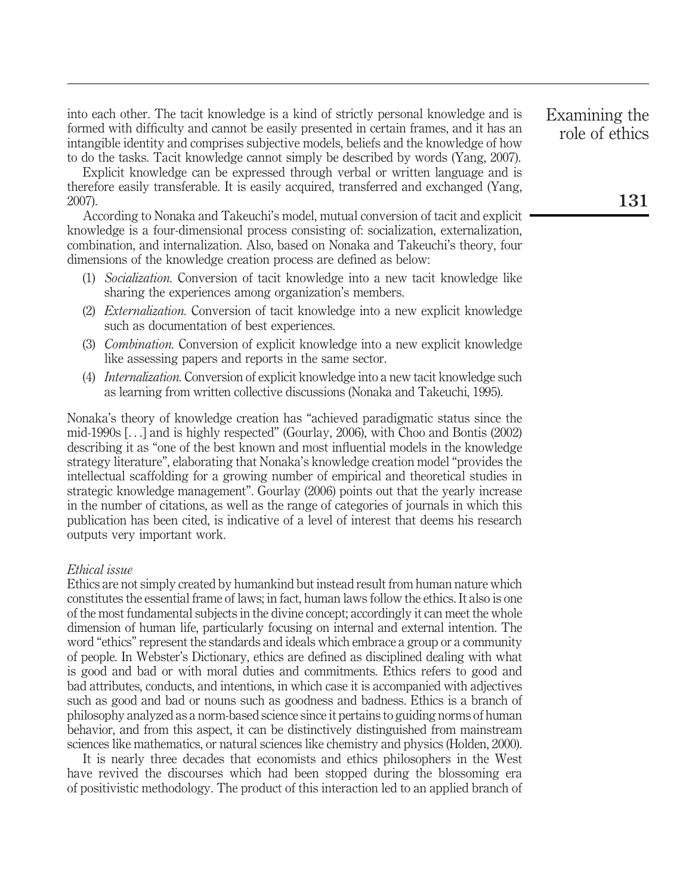into each other. The tacit knowledge is a kind of strictly personal knowledge and is formed with difficulty and cannot be easily presented in certain frames, and it has an intangible identity and comprises subjective models, beliefs and the knowledge of how to do the tasks. Tacit knowledge cannot simply be described by words (Yang, 2007).

Explicit knowledge can be expressed through verbal or written language and is therefore easily transferable. It is easily acquired, transferred and exchanged (Yang, 2007).

According to Nonaka and Takeuchi's model, mutual conversion of tacit and explicit knowledge is a four-dimensional process consisting of: socialization, externalization, combination, and internalization. Also, based on Nonaka and Takeuchi's theory, four dimensions of the knowledge creation process are defined as below:

(1) *Socialization.* Conversion of tacit knowledge into a new tacit knowledge like sharing the experiences among organization's members.
(2) *Externalization.* Conversion of tacit knowledge into a new explicit knowledge such as documentation of best experiences.
(3) *Combination.* Conversion of explicit knowledge into a new explicit knowledge like assessing papers and reports in the same sector.
(4) *Internalization.* Conversion of explicit knowledge into a new tacit knowledge such as learning from written collective discussions (Nonaka and Takeuchi, 1995).

Nonaka's theory of knowledge creation has "achieved paradigmatic status since the mid-1990s [. . .] and is highly respected" (Gourlay, 2006), with Choo and Bontis (2002) describing it as "one of the best known and most influential models in the knowledge strategy literature", elaborating that Nonaka's knowledge creation model "provides the intellectual scaffolding for a growing number of empirical and theoretical studies in strategic knowledge management". Gourlay (2006) points out that the yearly increase in the number of citations, as well as the range of categories of journals in which this publication has been cited, is indicative of a level of interest that deems his research outputs very important work.

### *Ethical issue*

Ethics are not simply created by humankind but instead result from human nature which constitutes the essential frame of laws; in fact, human laws follow the ethics. It also is one of the most fundamental subjects in the divine concept; accordingly it can meet the whole dimension of human life, particularly focusing on internal and external intention. The word "ethics" represent the standards and ideals which embrace a group or a community of people. In Webster's Dictionary, ethics are defined as disciplined dealing with what is good and bad or with moral duties and commitments. Ethics refers to good and bad attributes, conducts, and intentions, in which case it is accompanied with adjectives such as good and bad or nouns such as goodness and badness. Ethics is a branch of philosophy analyzed as a norm-based science since it pertains to guiding norms of human behavior, and from this aspect, it can be distinctively distinguished from mainstream sciences like mathematics, or natural sciences like chemistry and physics (Holden, 2000).

It is nearly three decades that economists and ethics philosophers in the West have revived the discourses which had been stopped during the blossoming era of positivistic methodology. The product of this interaction led to an applied branch of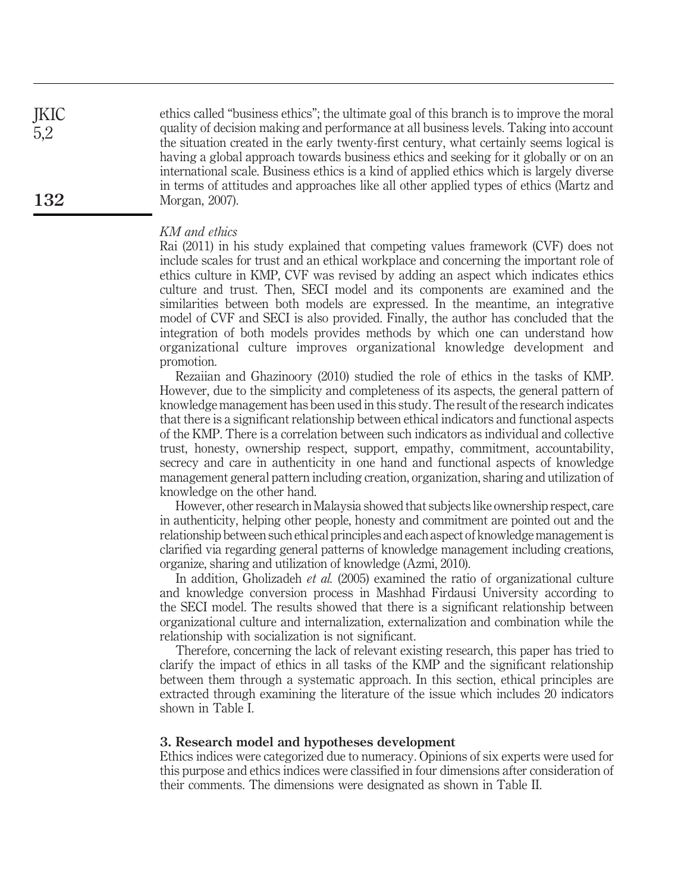ethics called "business ethics"; the ultimate goal of this branch is to improve the moral quality of decision making and performance at all business levels. Taking into account the situation created in the early twenty-first century, what certainly seems logical is having a global approach towards business ethics and seeking for it globally or on an international scale. Business ethics is a kind of applied ethics which is largely diverse in terms of attitudes and approaches like all other applied types of ethics (Martz and Morgan, 2007).

*KM and ethics*

Rai (2011) in his study explained that competing values framework (CVF) does not include scales for trust and an ethical workplace and concerning the important role of ethics culture in KMP, CVF was revised by adding an aspect which indicates ethics culture and trust. Then, SECI model and its components are examined and the similarities between both models are expressed. In the meantime, an integrative model of CVF and SECI is also provided. Finally, the author has concluded that the integration of both models provides methods by which one can understand how organizational culture improves organizational knowledge development and promotion.

Rezaiian and Ghazinoory (2010) studied the role of ethics in the tasks of KMP. However, due to the simplicity and completeness of its aspects, the general pattern of knowledge management has been used in this study. The result of the research indicates that there is a significant relationship between ethical indicators and functional aspects of the KMP. There is a correlation between such indicators as individual and collective trust, honesty, ownership respect, support, empathy, commitment, accountability, secrecy and care in authenticity in one hand and functional aspects of knowledge management general pattern including creation, organization, sharing and utilization of knowledge on the other hand.

However, other research in Malaysia showed that subjects like ownership respect, care in authenticity, helping other people, honesty and commitment are pointed out and the relationship between such ethical principles and each aspect of knowledge management is clarified via regarding general patterns of knowledge management including creations, organize, sharing and utilization of knowledge (Azmi, 2010).

In addition, Gholizadeh *et al.* (2005) examined the ratio of organizational culture and knowledge conversion process in Mashhad Firdausi University according to the SECI model. The results showed that there is a significant relationship between organizational culture and internalization, externalization and combination while the relationship with socialization is not significant.

Therefore, concerning the lack of relevant existing research, this paper has tried to clarify the impact of ethics in all tasks of the KMP and the significant relationship between them through a systematic approach. In this section, ethical principles are extracted through examining the literature of the issue which includes 20 indicators shown in Table I.

## 3. Research model and hypotheses development

Ethics indices were categorized due to numeracy. Opinions of six experts were used for this purpose and ethics indices were classified in four dimensions after consideration of their comments. The dimensions were designated as shown in Table II.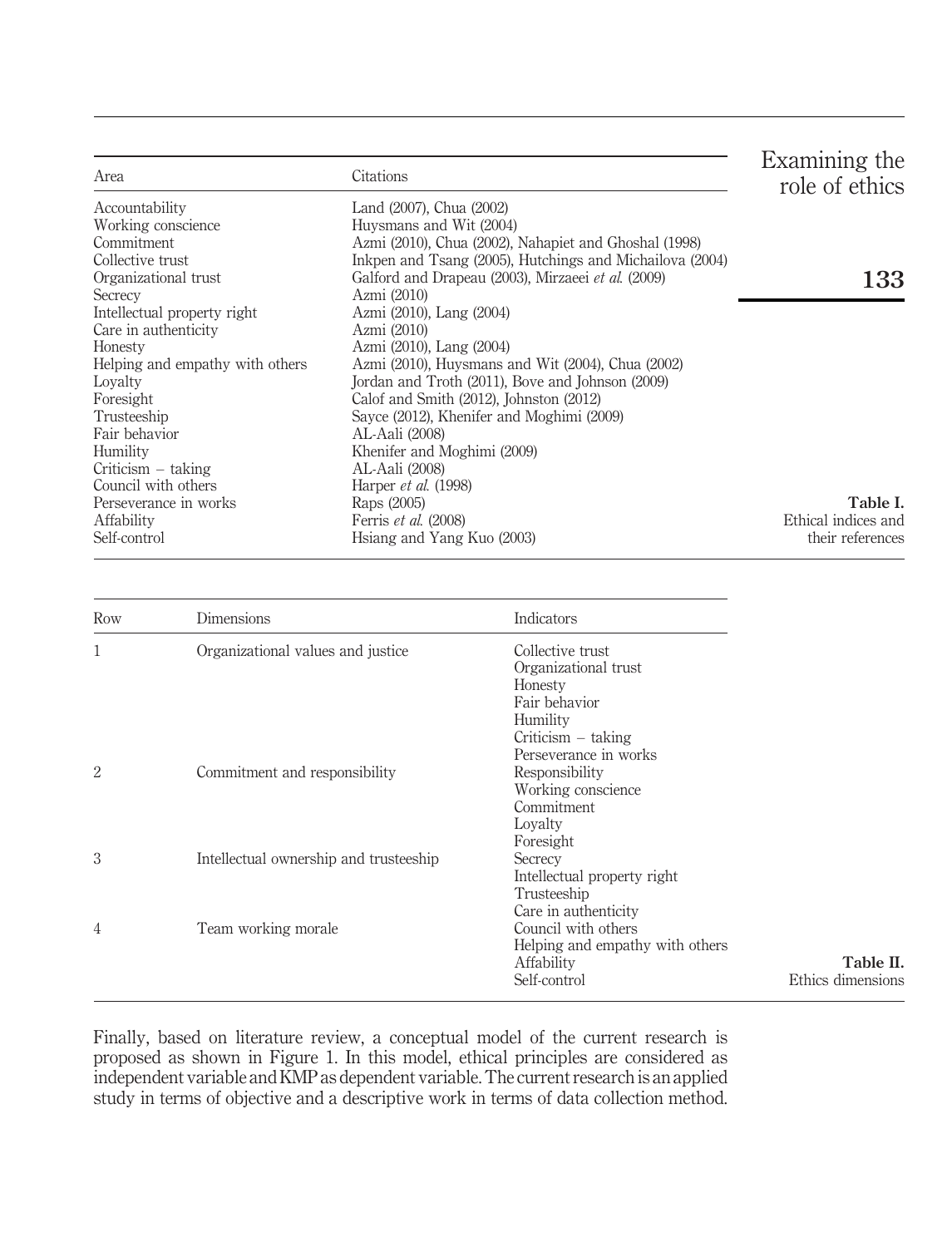| Area | Citations |
|---|---|
| Accountability | Land (2007), Chua (2002) |
| Working conscience | Huysmans and Wit (2004) |
| Commitment | Azmi (2010), Chua (2002), Nahapiet and Ghoshal (1998) |
| Collective trust | Inkpen and Tsang (2005), Hutchings and Michailova (2004) |
| Organizational trust | Galford and Drapeau (2003), Mirzaeei *et al.* (2009) |
| Secrecy | Azmi (2010) |
| Intellectual property right | Azmi (2010), Lang (2004) |
| Care in authenticity | Azmi (2010) |
| Honesty | Azmi (2010), Lang (2004) |
| Helping and empathy with others | Azmi (2010), Huysmans and Wit (2004), Chua (2002) |
| Loyalty | Jordan and Troth (2011), Bove and Johnson (2009) |
| Foresight | Calof and Smith (2012), Johnston (2012) |
| Trusteeship | Sayce (2012), Khenifer and Moghimi (2009) |
| Fair behavior | AL-Aali (2008) |
| Humility | Khenifer and Moghimi (2009) |
| Criticism – taking | AL-Aali (2008) |
| Council with others | Harper *et al.* (1998) |
| Perseverance in works | Raps (2005) |
| Affability | Ferris *et al.* (2008) |
| Self-control | Hsiang and Yang Kuo (2003) |

**Table I.** Ethical indices and their references

| Row | Dimensions | Indicators |
|---|---|---|
| 1 | Organizational values and justice | Collective trust |
| | | Organizational trust |
| | | Honesty |
| | | Fair behavior |
| | | Humility |
| | | Criticism – taking |
| | | Perseverance in works |
| 2 | Commitment and responsibility | Responsibility |
| | | Working conscience |
| | | Commitment |
| | | Loyalty |
| | | Foresight |
| 3 | Intellectual ownership and trusteeship | Secrecy |
| | | Intellectual property right |
| | | Trusteeship |
| | | Care in authenticity |
| 4 | Team working morale | Council with others |
| | | Helping and empathy with others |
| | | Affability |
| | | Self-control |

**Table II.** Ethics dimensions

Finally, based on literature review, a conceptual model of the current research is proposed as shown in Figure 1. In this model, ethical principles are considered as independent variable and KMP as dependent variable. The current research is an applied study in terms of objective and a descriptive work in terms of data collection method.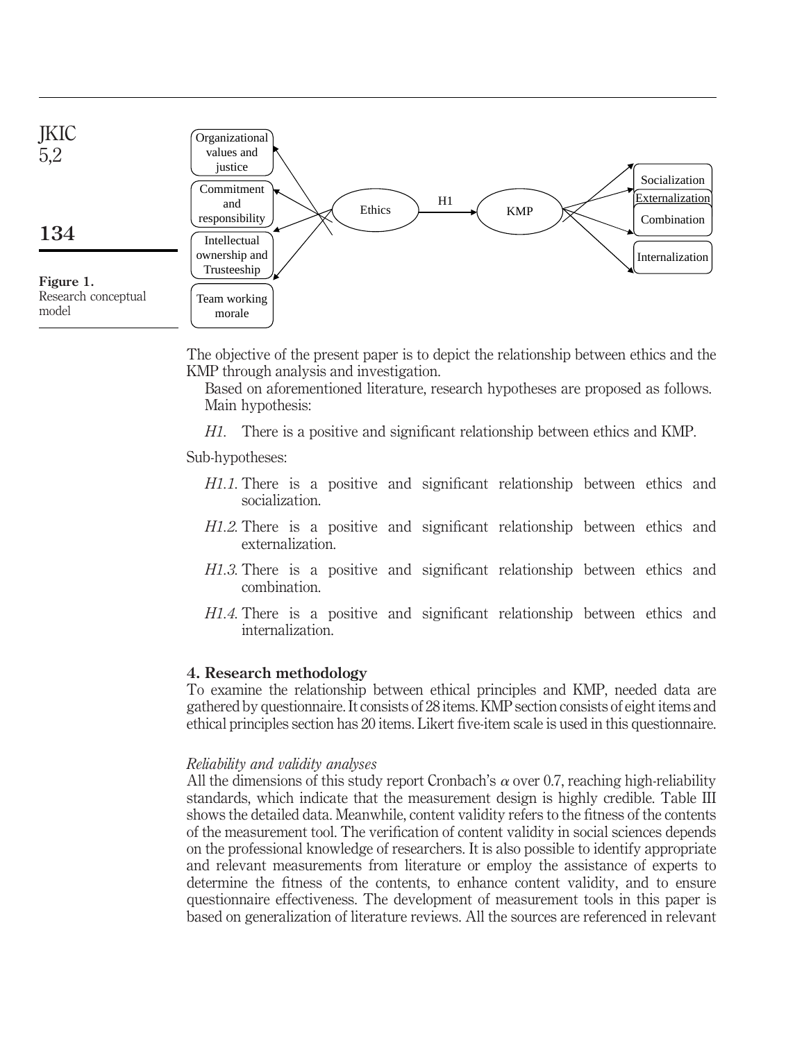Figure 1.
Research conceptual model

The objective of the present paper is to depict the relationship between ethics and the KMP through analysis and investigation.

Based on aforementioned literature, research hypotheses are proposed as follows. Main hypothesis:

*H1.* There is a positive and significant relationship between ethics and KMP.

Sub-hypotheses:

*H1.1.* There is a positive and significant relationship between ethics and socialization.

*H1.2.* There is a positive and significant relationship between ethics and externalization.

*H1.3.* There is a positive and significant relationship between ethics and combination.

*H1.4.* There is a positive and significant relationship between ethics and internalization.

## 4. Research methodology

To examine the relationship between ethical principles and KMP, needed data are gathered by questionnaire. It consists of 28 items. KMP section consists of eight items and ethical principles section has 20 items. Likert five-item scale is used in this questionnaire.

### *Reliability and validity analyses*

All the dimensions of this study report Cronbach's $\alpha$ over 0.7, reaching high-reliability standards, which indicate that the measurement design is highly credible. Table III shows the detailed data. Meanwhile, content validity refers to the fitness of the contents of the measurement tool. The verification of content validity in social sciences depends on the professional knowledge of researchers. It is also possible to identify appropriate and relevant measurements from literature or employ the assistance of experts to determine the fitness of the contents, to enhance content validity, and to ensure questionnaire effectiveness. The development of measurement tools in this paper is based on generalization of literature reviews. All the sources are referenced in relevant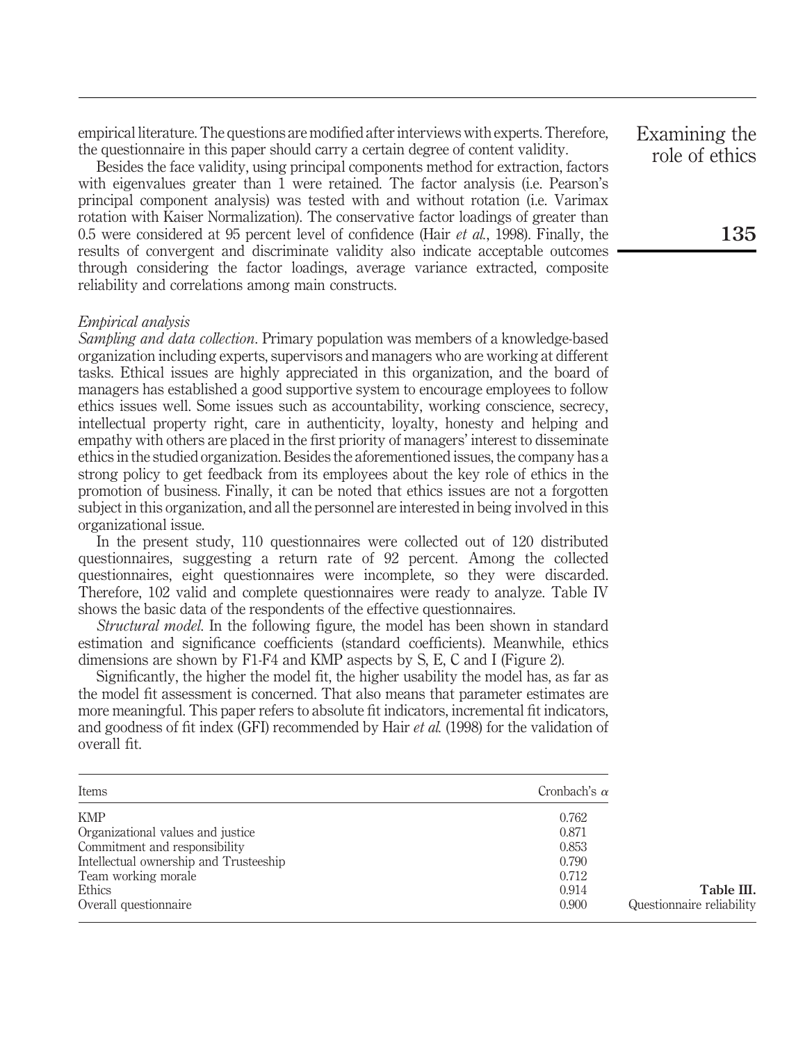empirical literature. The questions are modified after interviews with experts. Therefore, the questionnaire in this paper should carry a certain degree of content validity.

Besides the face validity, using principal components method for extraction, factors with eigenvalues greater than 1 were retained. The factor analysis (i.e. Pearson's principal component analysis) was tested with and without rotation (i.e. Varimax rotation with Kaiser Normalization). The conservative factor loadings of greater than 0.5 were considered at 95 percent level of confidence (Hair *et al.*, 1998). Finally, the results of convergent and discriminate validity also indicate acceptable outcomes through considering the factor loadings, average variance extracted, composite reliability and correlations among main constructs.

*Empirical analysis*

*Sampling and data collection*. Primary population was members of a knowledge-based organization including experts, supervisors and managers who are working at different tasks. Ethical issues are highly appreciated in this organization, and the board of managers has established a good supportive system to encourage employees to follow ethics issues well. Some issues such as accountability, working conscience, secrecy, intellectual property right, care in authenticity, loyalty, honesty and helping and empathy with others are placed in the first priority of managers' interest to disseminate ethics in the studied organization. Besides the aforementioned issues, the company has a strong policy to get feedback from its employees about the key role of ethics in the promotion of business. Finally, it can be noted that ethics issues are not a forgotten subject in this organization, and all the personnel are interested in being involved in this organizational issue.

In the present study, 110 questionnaires were collected out of 120 distributed questionnaires, suggesting a return rate of 92 percent. Among the collected questionnaires, eight questionnaires were incomplete, so they were discarded. Therefore, 102 valid and complete questionnaires were ready to analyze. Table IV shows the basic data of the respondents of the effective questionnaires.

*Structural model*. In the following figure, the model has been shown in standard estimation and significance coefficients (standard coefficients). Meanwhile, ethics dimensions are shown by F1-F4 and KMP aspects by S, E, C and I (Figure 2).

Significantly, the higher the model fit, the higher usability the model has, as far as the model fit assessment is concerned. That also means that parameter estimates are more meaningful. This paper refers to absolute fit indicators, incremental fit indicators, and goodness of fit index (GFI) recommended by Hair *et al.* (1998) for the validation of overall fit.

| Items | Cronbach's $\alpha$ |
|---|---|
| KMP | 0.762 |
| Organizational values and justice | 0.871 |
| Commitment and responsibility | 0.853 |
| Intellectual ownership and Trusteeship | 0.790 |
| Team working morale | 0.712 |
| Ethics | 0.914 |
| Overall questionnaire | 0.900 |

**Table III.** Questionnaire reliability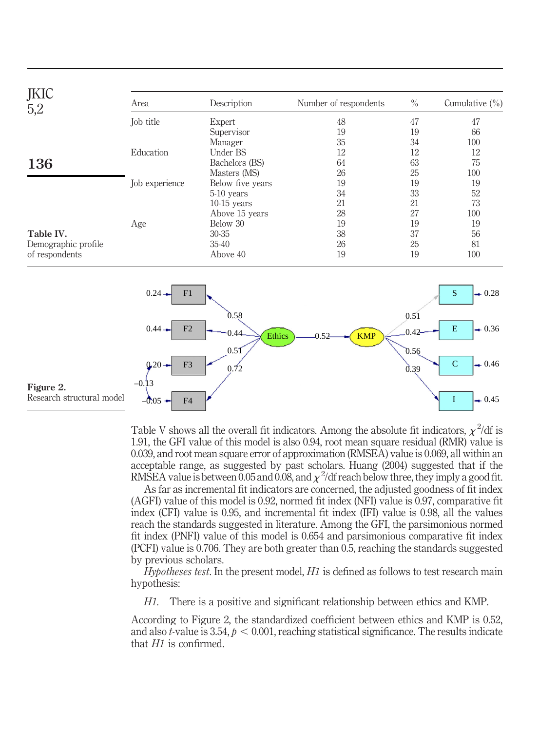**Table IV.** Demographic profile of respondents

| Area | Description | Number of respondents | % | Cumulative (%) |
|---|---|---|---|---|
| Job title | Expert | 48 | 47 | 47 |
| | Supervisor | 19 | 19 | 66 |
| | Manager | 35 | 34 | 100 |
| Education | Under BS | 12 | 12 | 12 |
| | Bachelors (BS) | 64 | 63 | 75 |
| | Masters (MS) | 26 | 25 | 100 |
| Job experience | Below five years | 19 | 19 | 19 |
| | 5-10 years | 34 | 33 | 52 |
| | 10-15 years | 21 | 21 | 73 |
| | Above 15 years | 28 | 27 | 100 |
| Age | Below 30 | 19 | 19 | 19 |
| | 30-35 | 38 | 37 | 56 |
| | 35-40 | 26 | 25 | 81 |
| | Above 40 | 19 | 19 | 100 |

**Figure 2.** Research structural model

Table V shows all the overall fit indicators. Among the absolute fit indicators, $\chi^2$/df is 1.91, the GFI value of this model is also 0.94, root mean square residual (RMR) value is 0.039, and root mean square error of approximation (RMSEA) value is 0.069, all within an acceptable range, as suggested by past scholars. Huang (2004) suggested that if the RMSEA value is between 0.05 and 0.08, and $\chi^2$/df reach below three, they imply a good fit.

As far as incremental fit indicators are concerned, the adjusted goodness of fit index (AGFI) value of this model is 0.92, normed fit index (NFI) value is 0.97, comparative fit index (CFI) value is 0.95, and incremental fit index (IFI) value is 0.98, all the values reach the standards suggested in literature. Among the GFI, the parsimonious normed fit index (PNFI) value of this model is 0.654 and parsimonious comparative fit index (PCFI) value is 0.706. They are both greater than 0.5, reaching the standards suggested by previous scholars.

*Hypotheses test*. In the present model, *H1* is defined as follows to test research main hypothesis:

*H1*. There is a positive and significant relationship between ethics and KMP.

According to Figure 2, the standardized coefficient between ethics and KMP is 0.52, and also *t*-value is 3.54, $p < 0.001$, reaching statistical significance. The results indicate that *H1* is confirmed.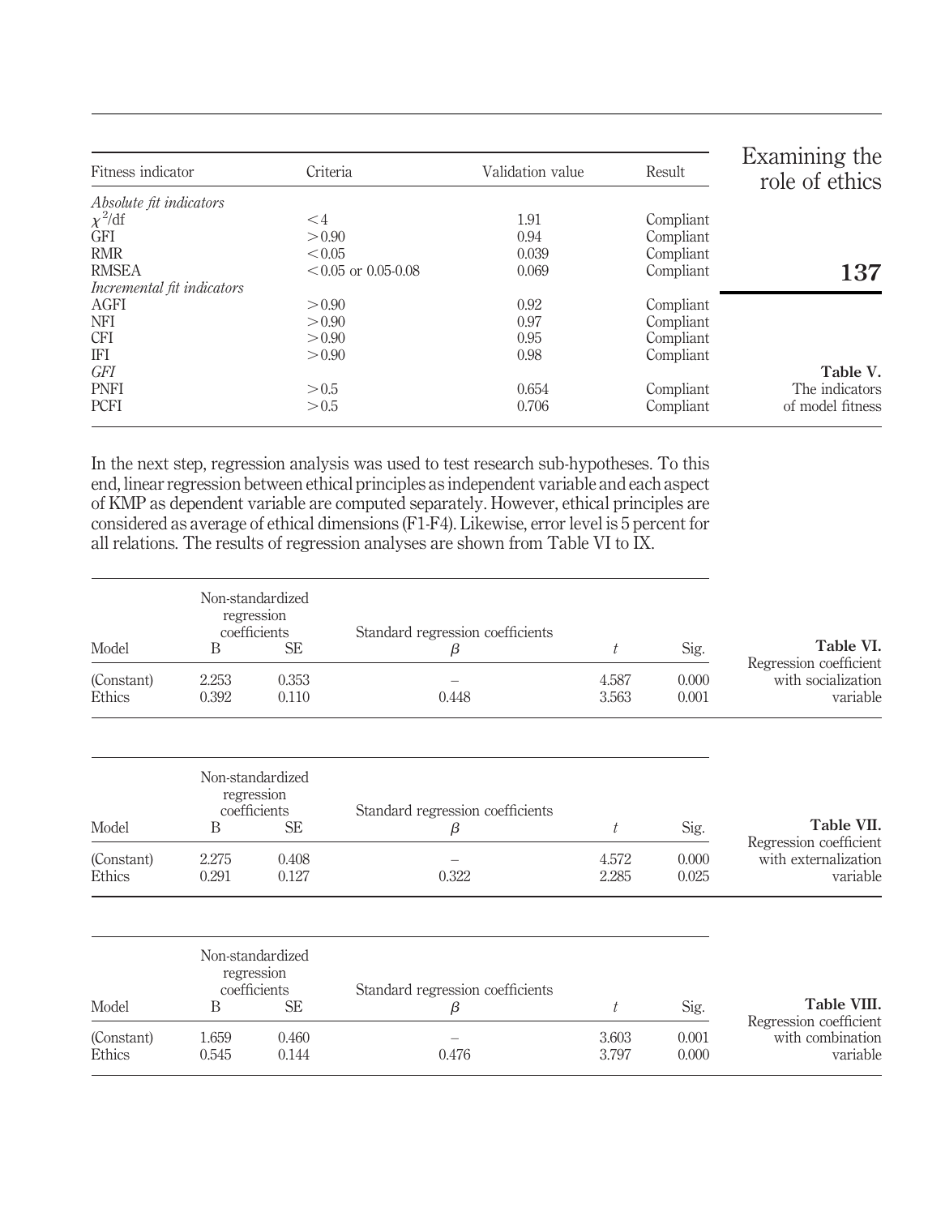Table V. The indicators of model fitness

| Fitness indicator | Criteria | Validation value | Result |
|---|---|---|---|
| *Absolute fit indicators* | | | |
| $\chi^2$/df | <4 | 1.91 | Compliant |
| GFI | >0.90 | 0.94 | Compliant |
| RMR | <0.05 | 0.039 | Compliant |
| RMSEA | <0.05 or 0.05-0.08 | 0.069 | Compliant |
| *Incremental fit indicators* | | | |
| AGFI | >0.90 | 0.92 | Compliant |
| NFI | >0.90 | 0.97 | Compliant |
| CFI | >0.90 | 0.95 | Compliant |
| IFI | >0.90 | 0.98 | Compliant |
| *GFI* | | | |
| PNFI | >0.5 | 0.654 | Compliant |
| PCFI | >0.5 | 0.706 | Compliant |

In the next step, regression analysis was used to test research sub-hypotheses. To this end, linear regression between ethical principles as independent variable and each aspect of KMP as dependent variable are computed separately. However, ethical principles are considered as average of ethical dimensions (F1-F4). Likewise, error level is 5 percent for all relations. The results of regression analyses are shown from Table VI to IX.

Table VI. Regression coefficient with socialization variable

| Model | Non-standardized regression coefficients | | Standard regression coefficients | | |
|---|---|---|---|---|---|
| | B | SE | $\beta$ | $t$ | Sig. |
| (Constant) | 2.253 | 0.353 | – | 4.587 | 0.000 |
| Ethics | 0.392 | 0.110 | 0.448 | 3.563 | 0.001 |

Table VII. Regression coefficient with externalization variable

| Model | Non-standardized regression coefficients | | Standard regression coefficients | | |
|---|---|---|---|---|---|
| | B | SE | $\beta$ | $t$ | Sig. |
| (Constant) | 2.275 | 0.408 | – | 4.572 | 0.000 |
| Ethics | 0.291 | 0.127 | 0.322 | 2.285 | 0.025 |

Table VIII. Regression coefficient with combination variable

| Model | Non-standardized regression coefficients | | Standard regression coefficients | | |
|---|---|---|---|---|---|
| | B | SE | $\beta$ | $t$ | Sig. |
| (Constant) | 1.659 | 0.460 | – | 3.603 | 0.001 |
| Ethics | 0.545 | 0.144 | 0.476 | 3.797 | 0.000 |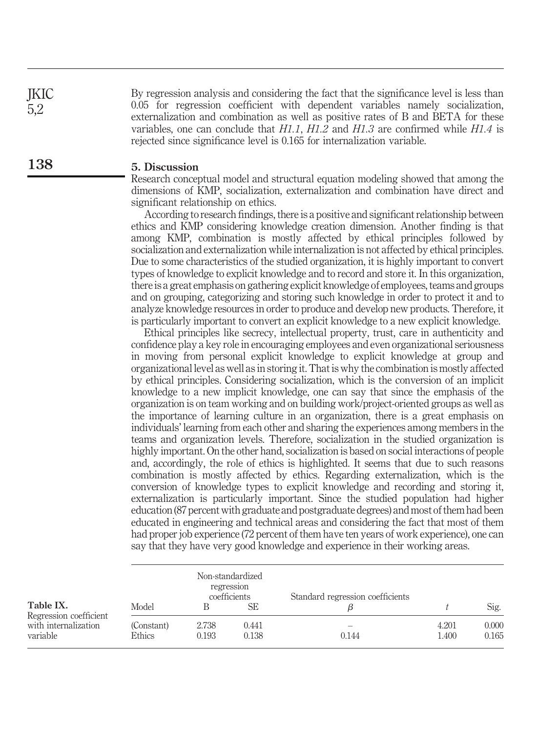By regression analysis and considering the fact that the significance level is less than 0.05 for regression coefficient with dependent variables namely socialization, externalization and combination as well as positive rates of B and BETA for these variables, one can conclude that *H1.1*, *H1.2* and *H1.3* are confirmed while *H1.4* is rejected since significance level is 0.165 for internalization variable.

## 5. Discussion

Research conceptual model and structural equation modeling showed that among the dimensions of KMP, socialization, externalization and combination have direct and significant relationship on ethics.

According to research findings, there is a positive and significant relationship between ethics and KMP considering knowledge creation dimension. Another finding is that among KMP, combination is mostly affected by ethical principles followed by socialization and externalization while internalization is not affected by ethical principles. Due to some characteristics of the studied organization, it is highly important to convert types of knowledge to explicit knowledge and to record and store it. In this organization, there is a great emphasis on gathering explicit knowledge of employees, teams and groups and on grouping, categorizing and storing such knowledge in order to protect it and to analyze knowledge resources in order to produce and develop new products. Therefore, it is particularly important to convert an explicit knowledge to a new explicit knowledge.

Ethical principles like secrecy, intellectual property, trust, care in authenticity and confidence play a key role in encouraging employees and even organizational seriousness in moving from personal explicit knowledge to explicit knowledge at group and organizational level as well as in storing it. That is why the combination is mostly affected by ethical principles. Considering socialization, which is the conversion of an implicit knowledge to a new implicit knowledge, one can say that since the emphasis of the organization is on team working and on building work/project-oriented groups as well as the importance of learning culture in an organization, there is a great emphasis on individuals' learning from each other and sharing the experiences among members in the teams and organization levels. Therefore, socialization in the studied organization is highly important. On the other hand, socialization is based on social interactions of people and, accordingly, the role of ethics is highlighted. It seems that due to such reasons combination is mostly affected by ethics. Regarding externalization, which is the conversion of knowledge types to explicit knowledge and recording and storing it, externalization is particularly important. Since the studied population had higher education (87 percent with graduate and postgraduate degrees) and most of them had been educated in engineering and technical areas and considering the fact that most of them had proper job experience (72 percent of them have ten years of work experience), one can say that they have very good knowledge and experience in their working areas.

**Table IX.** Regression coefficient with internalization variable

| Model | Non-standardized regression coefficients | | Standard regression coefficients | | |
|---|---|---|---|---|---|
| | B | SE | $\beta$ | $t$ | Sig. |
| (Constant) | 2.738 | 0.441 | – | 4.201 | 0.000 |
| Ethics | 0.193 | 0.138 | 0.144 | 1.400 | 0.165 |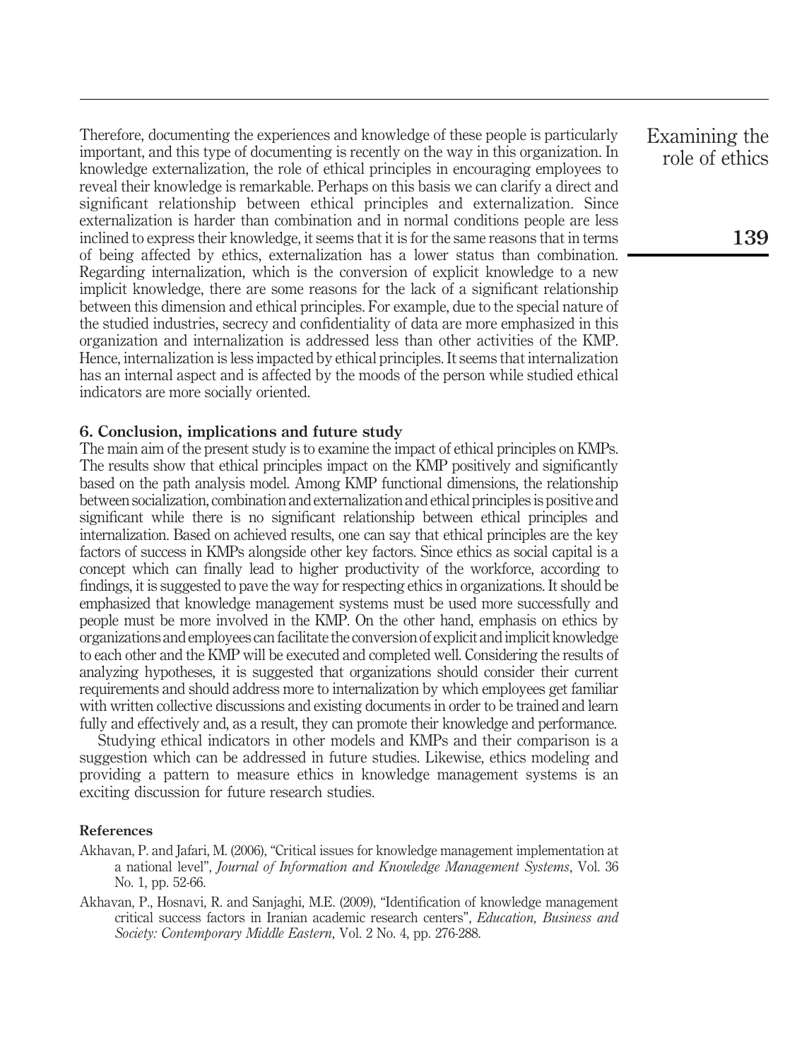Therefore, documenting the experiences and knowledge of these people is particularly important, and this type of documenting is recently on the way in this organization. In knowledge externalization, the role of ethical principles in encouraging employees to reveal their knowledge is remarkable. Perhaps on this basis we can clarify a direct and significant relationship between ethical principles and externalization. Since externalization is harder than combination and in normal conditions people are less inclined to express their knowledge, it seems that it is for the same reasons that in terms of being affected by ethics, externalization has a lower status than combination. Regarding internalization, which is the conversion of explicit knowledge to a new implicit knowledge, there are some reasons for the lack of a significant relationship between this dimension and ethical principles. For example, due to the special nature of the studied industries, secrecy and confidentiality of data are more emphasized in this organization and internalization is addressed less than other activities of the KMP. Hence, internalization is less impacted by ethical principles. It seems that internalization has an internal aspect and is affected by the moods of the person while studied ethical indicators are more socially oriented.

## 6. Conclusion, implications and future study

The main aim of the present study is to examine the impact of ethical principles on KMPs. The results show that ethical principles impact on the KMP positively and significantly based on the path analysis model. Among KMP functional dimensions, the relationship between socialization, combination and externalization and ethical principles is positive and significant while there is no significant relationship between ethical principles and internalization. Based on achieved results, one can say that ethical principles are the key factors of success in KMPs alongside other key factors. Since ethics as social capital is a concept which can finally lead to higher productivity of the workforce, according to findings, it is suggested to pave the way for respecting ethics in organizations. It should be emphasized that knowledge management systems must be used more successfully and people must be more involved in the KMP. On the other hand, emphasis on ethics by organizations and employees can facilitate the conversion of explicit and implicit knowledge to each other and the KMP will be executed and completed well. Considering the results of analyzing hypotheses, it is suggested that organizations should consider their current requirements and should address more to internalization by which employees get familiar with written collective discussions and existing documents in order to be trained and learn fully and effectively and, as a result, they can promote their knowledge and performance.

Studying ethical indicators in other models and KMPs and their comparison is a suggestion which can be addressed in future studies. Likewise, ethics modeling and providing a pattern to measure ethics in knowledge management systems is an exciting discussion for future research studies.

### References

Akhavan, P. and Jafari, M. (2006), "Critical issues for knowledge management implementation at a national level", *Journal of Information and Knowledge Management Systems*, Vol. 36 No. 1, pp. 52-66.

Akhavan, P., Hosnavi, R. and Sanjaghi, M.E. (2009), "Identification of knowledge management critical success factors in Iranian academic research centers", *Education, Business and Society: Contemporary Middle Eastern*, Vol. 2 No. 4, pp. 276-288.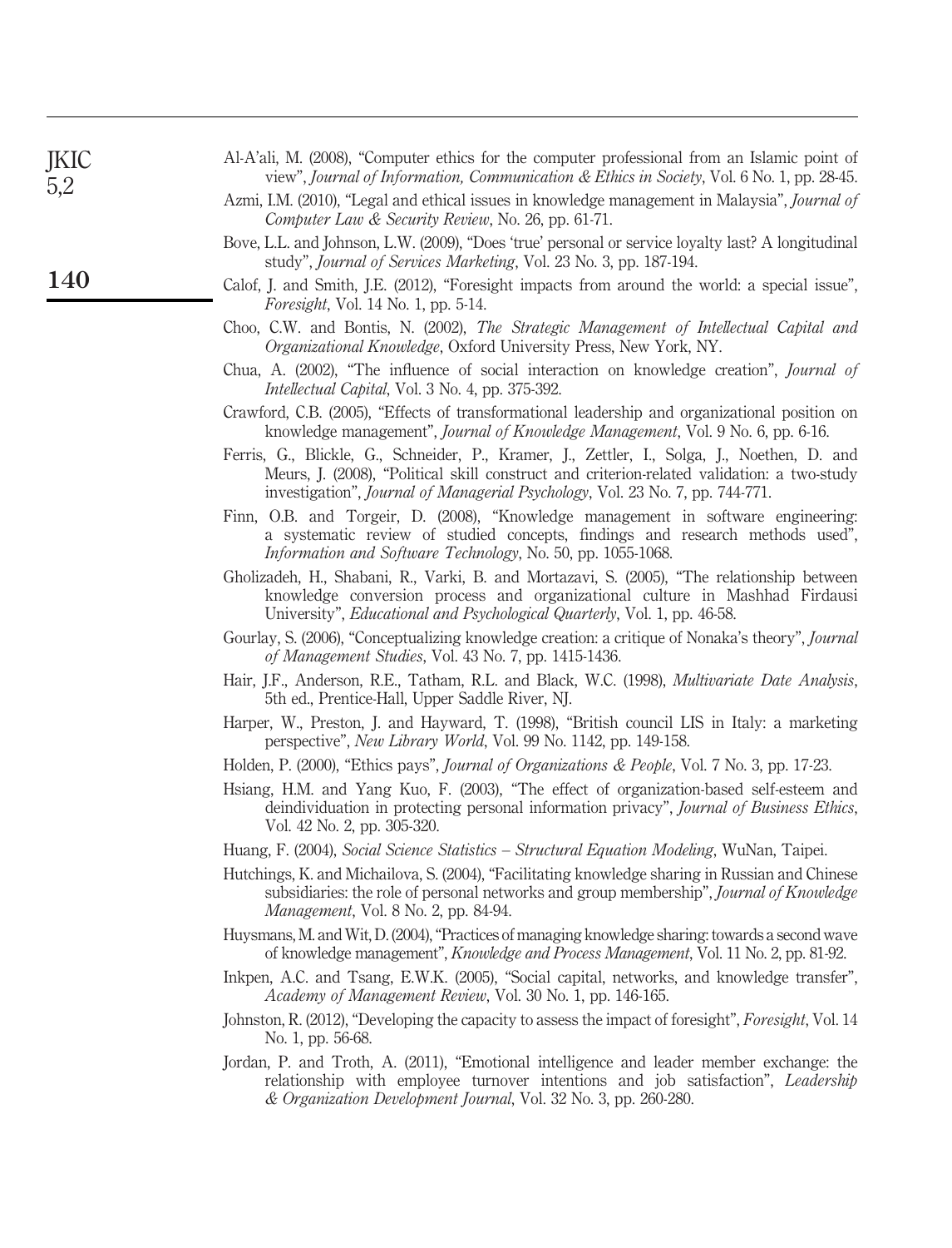Al-A'ali, M. (2008), "Computer ethics for the computer professional from an Islamic point of view", *Journal of Information, Communication & Ethics in Society*, Vol. 6 No. 1, pp. 28-45.

Azmi, I.M. (2010), "Legal and ethical issues in knowledge management in Malaysia", *Journal of Computer Law & Security Review*, No. 26, pp. 61-71.

Bove, L.L. and Johnson, L.W. (2009), "Does 'true' personal or service loyalty last? A longitudinal study", *Journal of Services Marketing*, Vol. 23 No. 3, pp. 187-194.

Calof, J. and Smith, J.E. (2012), "Foresight impacts from around the world: a special issue", *Foresight*, Vol. 14 No. 1, pp. 5-14.

Choo, C.W. and Bontis, N. (2002), *The Strategic Management of Intellectual Capital and Organizational Knowledge*, Oxford University Press, New York, NY.

Chua, A. (2002), "The influence of social interaction on knowledge creation", *Journal of Intellectual Capital*, Vol. 3 No. 4, pp. 375-392.

Crawford, C.B. (2005), "Effects of transformational leadership and organizational position on knowledge management", *Journal of Knowledge Management*, Vol. 9 No. 6, pp. 6-16.

Ferris, G., Blickle, G., Schneider, P., Kramer, J., Zettler, I., Solga, J., Noethen, D. and Meurs, J. (2008), "Political skill construct and criterion-related validation: a two-study investigation", *Journal of Managerial Psychology*, Vol. 23 No. 7, pp. 744-771.

Finn, O.B. and Torgeir, D. (2008), "Knowledge management in software engineering: a systematic review of studied concepts, findings and research methods used", *Information and Software Technology*, No. 50, pp. 1055-1068.

Gholizadeh, H., Shabani, R., Varki, B. and Mortazavi, S. (2005), "The relationship between knowledge conversion process and organizational culture in Mashhad Firdausi University", *Educational and Psychological Quarterly*, Vol. 1, pp. 46-58.

Gourlay, S. (2006), "Conceptualizing knowledge creation: a critique of Nonaka's theory", *Journal of Management Studies*, Vol. 43 No. 7, pp. 1415-1436.

Hair, J.F., Anderson, R.E., Tatham, R.L. and Black, W.C. (1998), *Multivariate Date Analysis*, 5th ed., Prentice-Hall, Upper Saddle River, NJ.

Harper, W., Preston, J. and Hayward, T. (1998), "British council LIS in Italy: a marketing perspective", *New Library World*, Vol. 99 No. 1142, pp. 149-158.

Holden, P. (2000), "Ethics pays", *Journal of Organizations & People*, Vol. 7 No. 3, pp. 17-23.

Hsiang, H.M. and Yang Kuo, F. (2003), "The effect of organization-based self-esteem and deindividuation in protecting personal information privacy", *Journal of Business Ethics*, Vol. 42 No. 2, pp. 305-320.

Huang, F. (2004), *Social Science Statistics – Structural Equation Modeling*, WuNan, Taipei.

Hutchings, K. and Michailova, S. (2004), "Facilitating knowledge sharing in Russian and Chinese subsidiaries: the role of personal networks and group membership", *Journal of Knowledge Management*, Vol. 8 No. 2, pp. 84-94.

Huysmans, M. and Wit, D. (2004), "Practices of managing knowledge sharing: towards a second wave of knowledge management", *Knowledge and Process Management*, Vol. 11 No. 2, pp. 81-92.

Inkpen, A.C. and Tsang, E.W.K. (2005), "Social capital, networks, and knowledge transfer", *Academy of Management Review*, Vol. 30 No. 1, pp. 146-165.

Johnston, R. (2012), "Developing the capacity to assess the impact of foresight", *Foresight*, Vol. 14 No. 1, pp. 56-68.

Jordan, P. and Troth, A. (2011), "Emotional intelligence and leader member exchange: the relationship with employee turnover intentions and job satisfaction", *Leadership & Organization Development Journal*, Vol. 32 No. 3, pp. 260-280.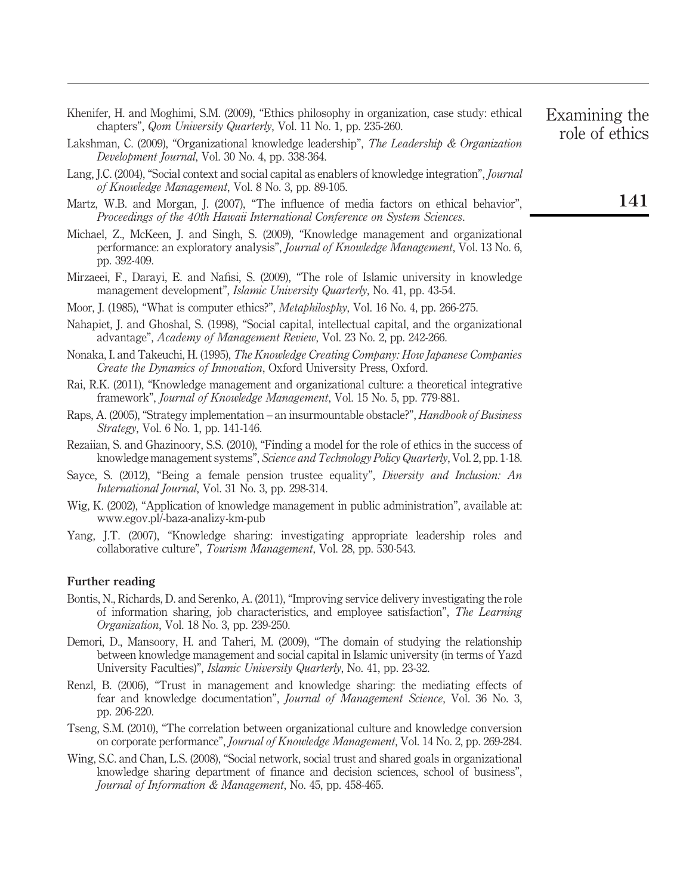Khenifer, H. and Moghimi, S.M. (2009), "Ethics philosophy in organization, case study: ethical chapters", *Qom University Quarterly*, Vol. 11 No. 1, pp. 235-260.

Lakshman, C. (2009), "Organizational knowledge leadership", *The Leadership & Organization Development Journal*, Vol. 30 No. 4, pp. 338-364.

Lang, J.C. (2004), "Social context and social capital as enablers of knowledge integration", *Journal of Knowledge Management*, Vol. 8 No. 3, pp. 89-105.

Martz, W.B. and Morgan, J. (2007), "The influence of media factors on ethical behavior", *Proceedings of the 40th Hawaii International Conference on System Sciences*.

Michael, Z., McKeen, J. and Singh, S. (2009), "Knowledge management and organizational performance: an exploratory analysis", *Journal of Knowledge Management*, Vol. 13 No. 6, pp. 392-409.

Mirzaeei, F., Darayi, E. and Nafisi, S. (2009), "The role of Islamic university in knowledge management development", *Islamic University Quarterly*, No. 41, pp. 43-54.

Moor, J. (1985), "What is computer ethics?", *Metaphilosphy*, Vol. 16 No. 4, pp. 266-275.

Nahapiet, J. and Ghoshal, S. (1998), "Social capital, intellectual capital, and the organizational advantage", *Academy of Management Review*, Vol. 23 No. 2, pp. 242-266.

Nonaka, I. and Takeuchi, H. (1995), *The Knowledge Creating Company: How Japanese Companies Create the Dynamics of Innovation*, Oxford University Press, Oxford.

Rai, R.K. (2011), "Knowledge management and organizational culture: a theoretical integrative framework", *Journal of Knowledge Management*, Vol. 15 No. 5, pp. 779-881.

Raps, A. (2005), "Strategy implementation – an insurmountable obstacle?", *Handbook of Business Strategy*, Vol. 6 No. 1, pp. 141-146.

Rezaiian, S. and Ghazinoory, S.S. (2010), "Finding a model for the role of ethics in the success of knowledge management systems", *Science and Technology Policy Quarterly*, Vol. 2, pp. 1-18.

Sayce, S. (2012), "Being a female pension trustee equality", *Diversity and Inclusion: An International Journal*, Vol. 31 No. 3, pp. 298-314.

Wig, K. (2002), "Application of knowledge management in public administration", available at: www.egov.pl/-baza-analizy-km-pub

Yang, J.T. (2007), "Knowledge sharing: investigating appropriate leadership roles and collaborative culture", *Tourism Management*, Vol. 28, pp. 530-543.

## Further reading

Bontis, N., Richards, D. and Serenko, A. (2011), "Improving service delivery investigating the role of information sharing, job characteristics, and employee satisfaction", *The Learning Organization*, Vol. 18 No. 3, pp. 239-250.

Demori, D., Mansoory, H. and Taheri, M. (2009), "The domain of studying the relationship between knowledge management and social capital in Islamic university (in terms of Yazd University Faculties)", *Islamic University Quarterly*, No. 41, pp. 23-32.

Renzl, B. (2006), "Trust in management and knowledge sharing: the mediating effects of fear and knowledge documentation", *Journal of Management Science*, Vol. 36 No. 3, pp. 206-220.

Tseng, S.M. (2010), "The correlation between organizational culture and knowledge conversion on corporate performance", *Journal of Knowledge Management*, Vol. 14 No. 2, pp. 269-284.

Wing, S.C. and Chan, L.S. (2008), "Social network, social trust and shared goals in organizational knowledge sharing department of finance and decision sciences, school of business", *Journal of Information & Management*, No. 45, pp. 458-465.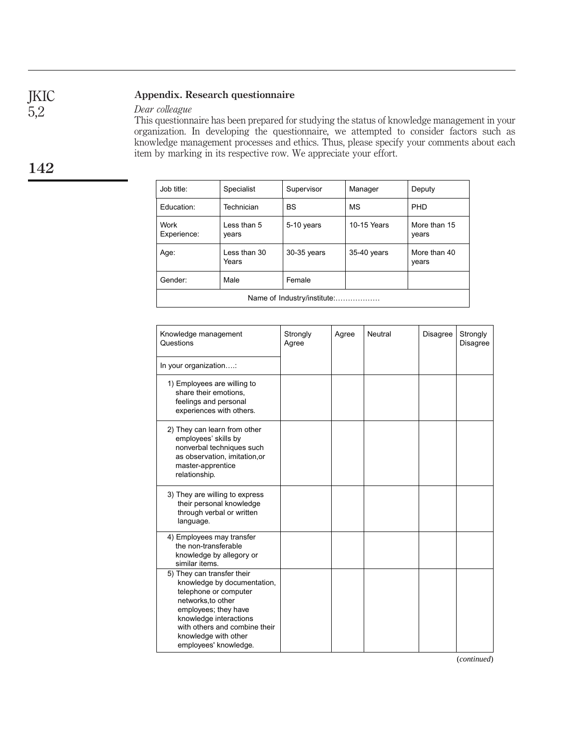## Appendix. Research questionnaire

*Dear colleague*

This questionnaire has been prepared for studying the status of knowledge management in your organization. In developing the questionnaire, we attempted to consider factors such as knowledge management processes and ethics. Thus, please specify your comments about each item by marking in its respective row. We appreciate your effort.

| Job title: | Specialist | Supervisor | Manager | Deputy |
|---|---|---|---|---|
| Education: | Technician | BS | MS | PHD |
| Work Experience: | Less than 5 years | 5-10 years | 10-15 Years | More than 15 years |
| Age: | Less than 30 Years | 30-35 years | 35-40 years | More than 40 years |
| Gender: | Male | Female | | |
| Name of Industry/institute:……………… | | | | |

| Knowledge management Questions | Strongly Agree | Agree | Neutral | Disagree | Strongly Disagree |
|---|---|---|---|---|---|
| In your organization….: | | | | | |
| 1) Employees are willing to share their emotions, feelings and personal experiences with others. | | | | | |
| 2) They can learn from other employees' skills by nonverbal techniques such as observation, imitation,or master-apprentice relationship. | | | | | |
| 3) They are willing to express their personal knowledge through verbal or written language. | | | | | |
| 4) Employees may transfer the non-transferable knowledge by allegory or similar items. | | | | | |
| 5) They can transfer their knowledge by documentation, telephone or computer networks,to other employees; they have knowledge interactions with others and combine their knowledge with other employees' knowledge. | | | | | |

(*continued*)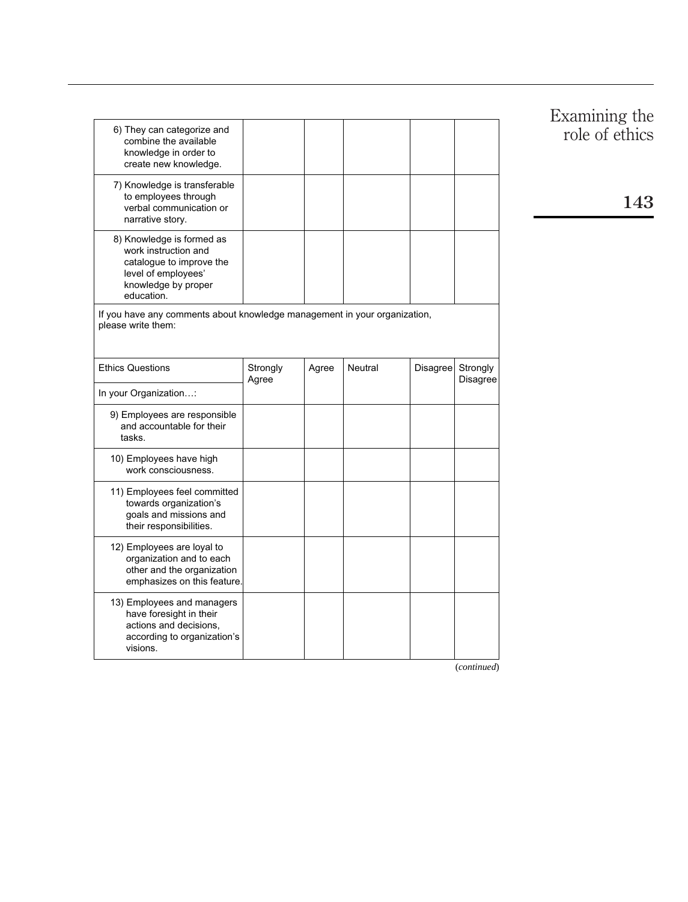| | | | | | |
|---|---|---|---|---|---|
| 6) They can categorize and combine the available knowledge in order to create new knowledge. | | | | | |
| 7) Knowledge is transferable to employees through verbal communication or narrative story. | | | | | |
| 8) Knowledge is formed as work instruction and catalogue to improve the level of employees' knowledge by proper education. | | | | | |
| If you have any comments about knowledge management in your organization, please write them: | | | | | |

| Ethics Questions<br>In your Organization…: | Strongly Agree | Agree | Neutral | Disagree | Strongly Disagree |
|---|---|---|---|---|---|
| 9) Employees are responsible and accountable for their tasks. | | | | | |
| 10) Employees have high work consciousness. | | | | | |
| 11) Employees feel committed towards organization's goals and missions and their responsibilities. | | | | | |
| 12) Employees are loyal to organization and to each other and the organization emphasizes on this feature. | | | | | |
| 13) Employees and managers have foresight in their actions and decisions, according to organization's visions. | | | | | |

(*continued*)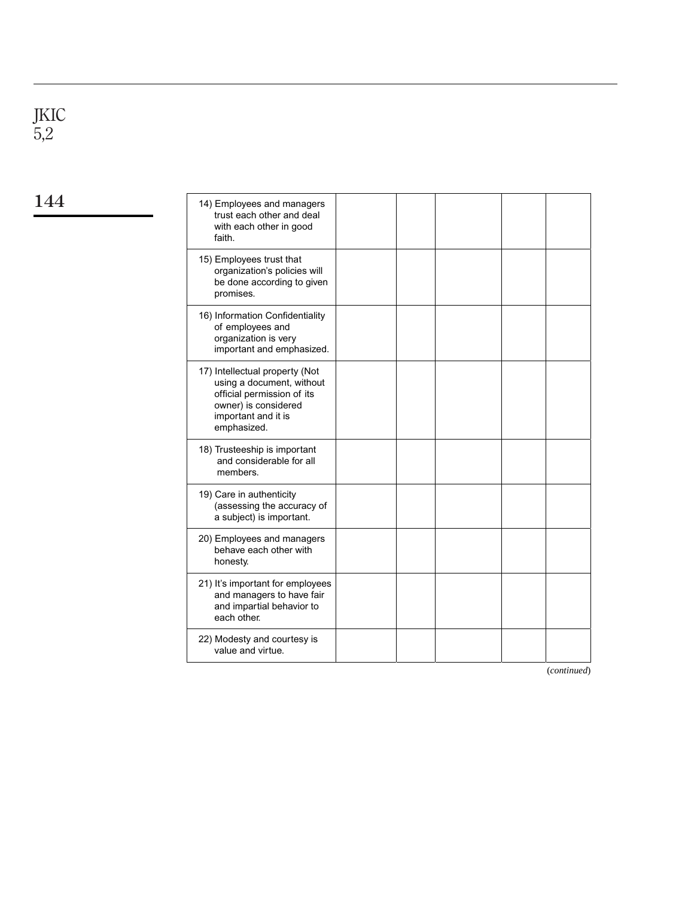| | | | | | |
|---|---|---|---|---|---|
| 14) Employees and managers trust each other and deal with each other in good faith. | | | | | |
| 15) Employees trust that organization's policies will be done according to given promises. | | | | | |
| 16) Information Confidentiality of employees and organization is very important and emphasized. | | | | | |
| 17) Intellectual property (Not using a document, without official permission of its owner) is considered important and it is emphasized. | | | | | |
| 18) Trusteeship is important and considerable for all members. | | | | | |
| 19) Care in authenticity (assessing the accuracy of a subject) is important. | | | | | |
| 20) Employees and managers behave each other with honesty. | | | | | |
| 21) It's important for employees and managers to have fair and impartial behavior to each other. | | | | | |
| 22) Modesty and courtesy is value and virtue. | | | | | |

(*continued*)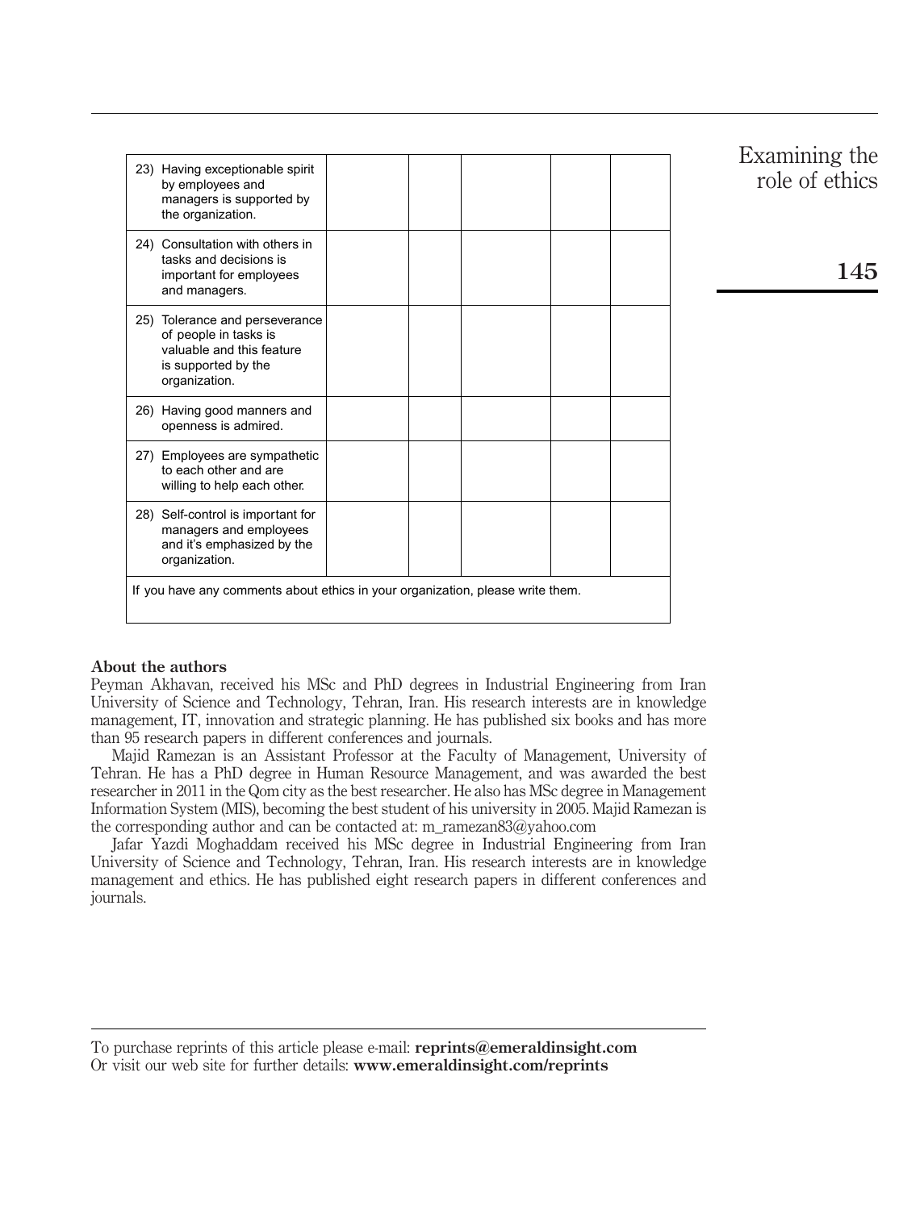| | | | | | |
|---|---|---|---|---|---|
| 23) Having exceptionable spirit by employees and managers is supported by the organization. | | | | | |
| 24) Consultation with others in tasks and decisions is important for employees and managers. | | | | | |
| 25) Tolerance and perseverance of people in tasks is valuable and this feature is supported by the organization. | | | | | |
| 26) Having good manners and openness is admired. | | | | | |
| 27) Employees are sympathetic to each other and are willing to help each other. | | | | | |
| 28) Self-control is important for managers and employees and it's emphasized by the organization. | | | | | |
| If you have any comments about ethics in your organization, please write them. | | | | | |

**About the authors**

Peyman Akhavan, received his MSc and PhD degrees in Industrial Engineering from Iran University of Science and Technology, Tehran, Iran. His research interests are in knowledge management, IT, innovation and strategic planning. He has published six books and has more than 95 research papers in different conferences and journals.

Majid Ramezan is an Assistant Professor at the Faculty of Management, University of Tehran. He has a PhD degree in Human Resource Management, and was awarded the best researcher in 2011 in the Qom city as the best researcher. He also has MSc degree in Management Information System (MIS), becoming the best student of his university in 2005. Majid Ramezan is the corresponding author and can be contacted at: m_ramezan83@yahoo.com

Jafar Yazdi Moghaddam received his MSc degree in Industrial Engineering from Iran University of Science and Technology, Tehran, Iran. His research interests are in knowledge management and ethics. He has published eight research papers in different conferences and journals.

To purchase reprints of this article please e-mail: **reprints@emeraldinsight.com**
Or visit our web site for further details: **www.emeraldinsight.com/reprints**